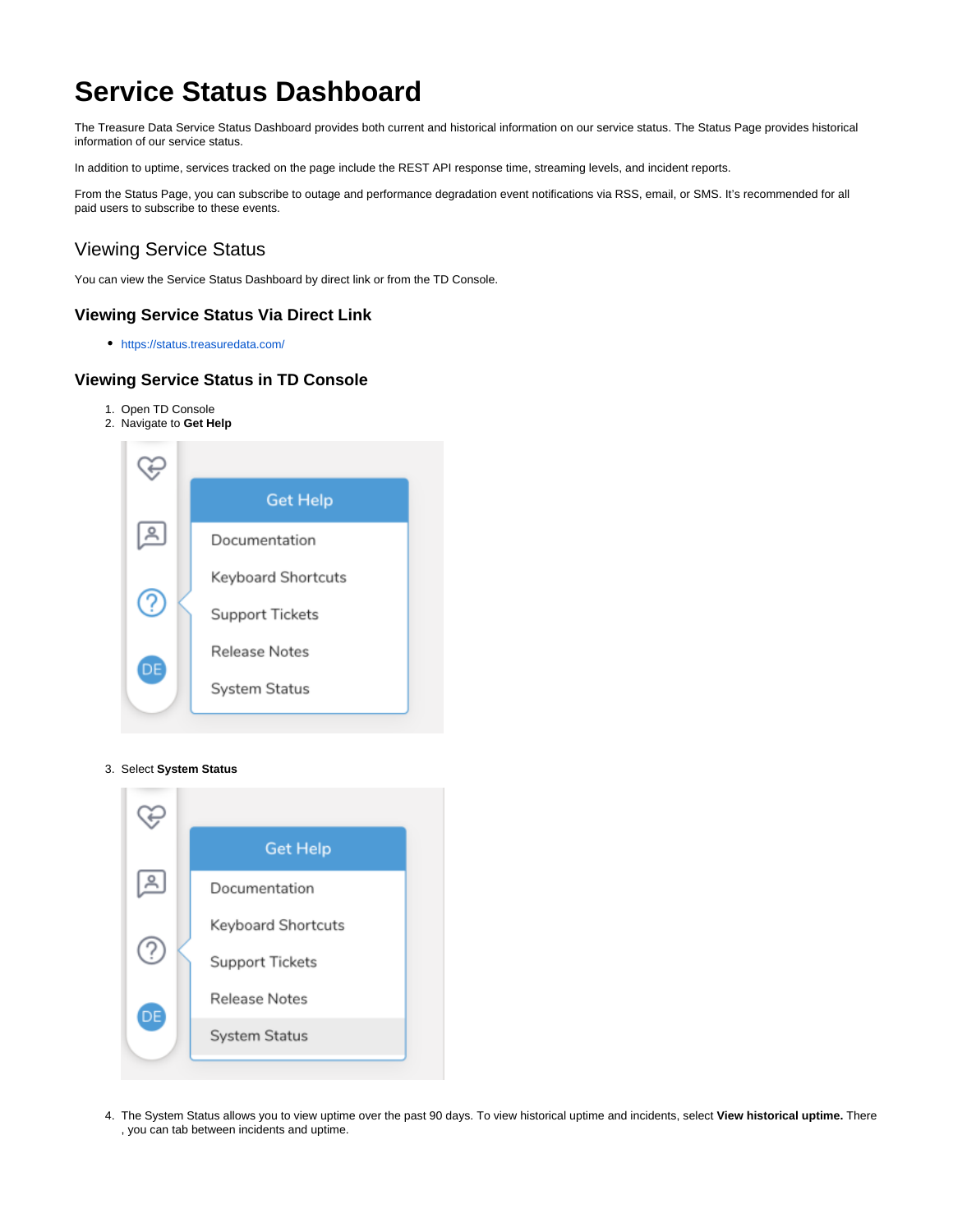# Service Status Dashboard

The Treasure Data Service Status Dashboard provides both current and historical information on our service status. The Status Page provides historical information of our service status.

In addition to uptime, services tracked on the page include the REST API response time, streaming levels, and incident reports.

From the Status Page, you can subscribe to outage and performance degradation event notifications via RSS, email, or SMS. It's recommended for all paid users to subscribe to these events.

## Viewing Service Status

You can view the Service Status Dashboard by direct link or from the TD Console.

### Viewing Service Status Via Direct Link

- https://status.treasuredata.com/

### Viewing Service Status in TD Console

1. Open TD Console
2. Navigate to **Get Help**
3. Select **System Status**
4. The System Status allows you to view uptime over the past 90 days. To view historical uptime and incidents, select **View historical uptime.** There , you can tab between incidents and uptime.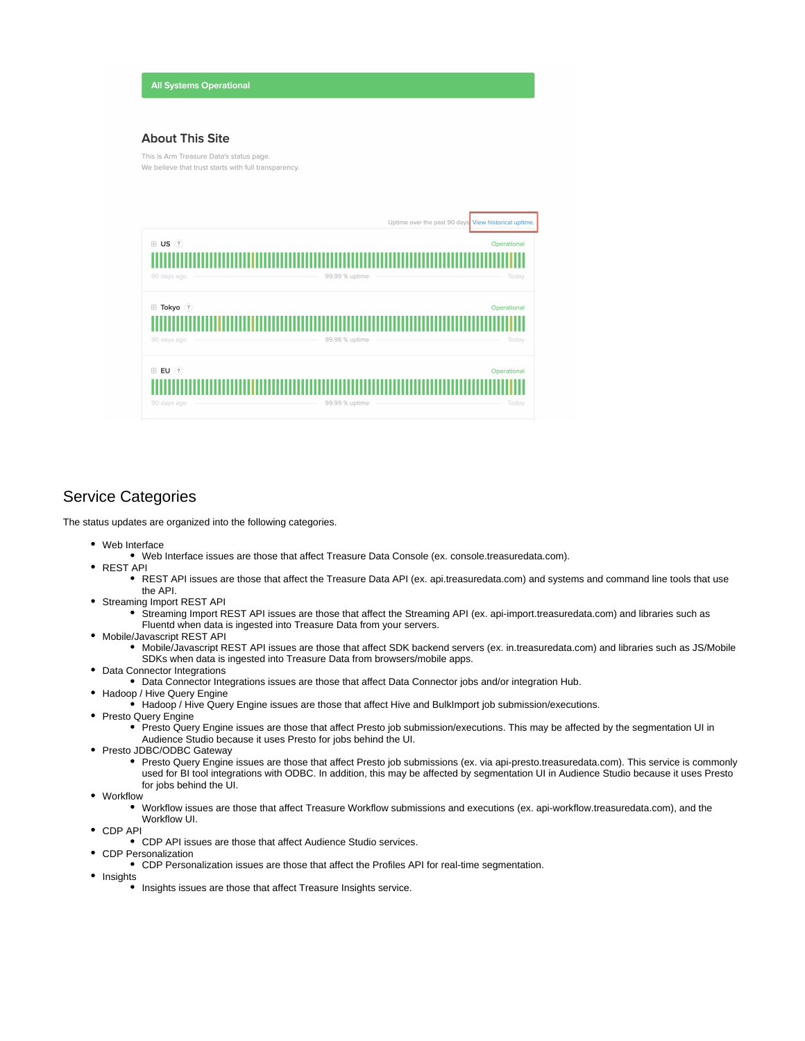All Systems Operational

## About This Site

This is Arm Treasure Data's status page.
We believe that trust starts with full transparency.

Uptime over the past 90 days. View historical uptime.

US — Operational
90 days ago — 99.99 % uptime — Today

Tokyo — Operational
90 days ago — 99.98 % uptime — Today

EU — Operational
90 days ago — 99.99 % uptime — Today

## Service Categories

The status updates are organized into the following categories.

- Web Interface
  - Web Interface issues are those that affect Treasure Data Console (ex. console.treasuredata.com).
- REST API
  - REST API issues are those that affect the Treasure Data API (ex. api.treasuredata.com) and systems and command line tools that use the API.
- Streaming Import REST API
  - Streaming Import REST API issues are those that affect the Streaming API (ex. api-import.treasuredata.com) and libraries such as Fluentd when data is ingested into Treasure Data from your servers.
- Mobile/Javascript REST API
  - Mobile/Javascript REST API issues are those that affect SDK backend servers (ex. in.treasuredata.com) and libraries such as JS/Mobile SDKs when data is ingested into Treasure Data from browsers/mobile apps.
- Data Connector Integrations
  - Data Connector Integrations issues are those that affect Data Connector jobs and/or integration Hub.
- Hadoop / Hive Query Engine
  - Hadoop / Hive Query Engine issues are those that affect Hive and BulkImport job submission/executions.
- Presto Query Engine
  - Presto Query Engine issues are those that affect Presto job submission/executions. This may be affected by the segmentation UI in Audience Studio because it uses Presto for jobs behind the UI.
- Presto JDBC/ODBC Gateway
  - Presto Query Engine issues are those that affect Presto job submissions (ex. via api-presto.treasuredata.com). This service is commonly used for BI tool integrations with ODBC. In addition, this may be affected by segmentation UI in Audience Studio because it uses Presto for jobs behind the UI.
- Workflow
  - Workflow issues are those that affect Treasure Workflow submissions and executions (ex. api-workflow.treasuredata.com), and the Workflow UI.
- CDP API
  - CDP API issues are those that affect Audience Studio services.
- CDP Personalization
  - CDP Personalization issues are those that affect the Profiles API for real-time segmentation.
- Insights
  - Insights issues are those that affect Treasure Insights service.